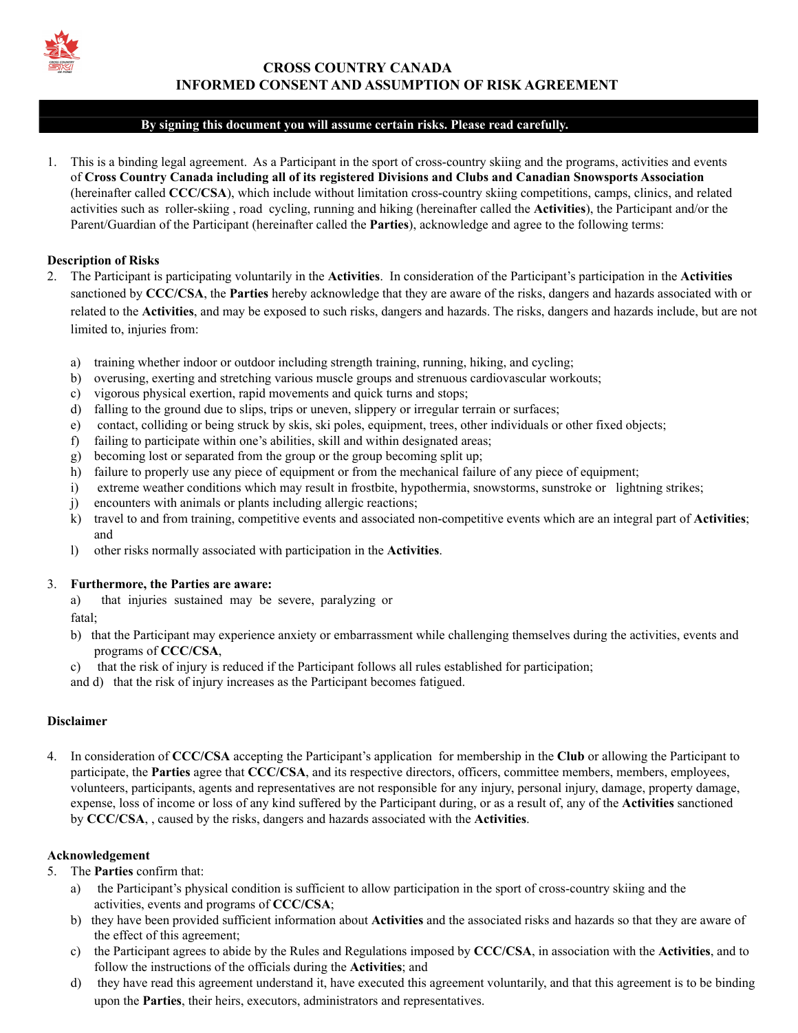# CROSS COUNTRY CANADA
## INFORMED CONSENT AND ASSUMPTION OF RISK AGREEMENT

**By signing this document you will assume certain risks. Please read carefully.**

1. This is a binding legal agreement. As a Participant in the sport of cross-country skiing and the programs, activities and events of **Cross Country Canada including all of its registered Divisions and Clubs and Canadian Snowsports Association** (hereinafter called **CCC/CSA**), which include without limitation cross-country skiing competitions, camps, clinics, and related activities such as roller-skiing , road cycling, running and hiking (hereinafter called the **Activities**), the Participant and/or the Parent/Guardian of the Participant (hereinafter called the **Parties**), acknowledge and agree to the following terms:

**Description of Risks**

2. The Participant is participating voluntarily in the **Activities**. In consideration of the Participant's participation in the **Activities** sanctioned by **CCC/CSA**, the **Parties** hereby acknowledge that they are aware of the risks, dangers and hazards associated with or related to the **Activities**, and may be exposed to such risks, dangers and hazards. The risks, dangers and hazards include, but are not limited to, injuries from:

   a) training whether indoor or outdoor including strength training, running, hiking, and cycling;
   b) overusing, exerting and stretching various muscle groups and strenuous cardiovascular workouts;
   c) vigorous physical exertion, rapid movements and quick turns and stops;
   d) falling to the ground due to slips, trips or uneven, slippery or irregular terrain or surfaces;
   e) contact, colliding or being struck by skis, ski poles, equipment, trees, other individuals or other fixed objects;
   f) failing to participate within one's abilities, skill and within designated areas;
   g) becoming lost or separated from the group or the group becoming split up;
   h) failure to properly use any piece of equipment or from the mechanical failure of any piece of equipment;
   i) extreme weather conditions which may result in frostbite, hypothermia, snowstorms, sunstroke or lightning strikes;
   j) encounters with animals or plants including allergic reactions;
   k) travel to and from training, competitive events and associated non-competitive events which are an integral part of **Activities**; and
   l) other risks normally associated with participation in the **Activities**.

3. **Furthermore, the Parties are aware:**
   a) that injuries sustained may be severe, paralyzing or fatal;
   b) that the Participant may experience anxiety or embarrassment while challenging themselves during the activities, events and programs of **CCC/CSA**,
   c) that the risk of injury is reduced if the Participant follows all rules established for participation;
   and d) that the risk of injury increases as the Participant becomes fatigued.

**Disclaimer**

4. In consideration of **CCC/CSA** accepting the Participant's application for membership in the **Club** or allowing the Participant to participate, the **Parties** agree that **CCC/CSA**, and its respective directors, officers, committee members, members, employees, volunteers, participants, agents and representatives are not responsible for any injury, personal injury, damage, property damage, expense, loss of income or loss of any kind suffered by the Participant during, or as a result of, any of the **Activities** sanctioned by **CCC/CSA**, , caused by the risks, dangers and hazards associated with the **Activities**.

**Acknowledgement**

5. The **Parties** confirm that:
   a) the Participant's physical condition is sufficient to allow participation in the sport of cross-country skiing and the activities, events and programs of **CCC/CSA**;
   b) they have been provided sufficient information about **Activities** and the associated risks and hazards so that they are aware of the effect of this agreement;
   c) the Participant agrees to abide by the Rules and Regulations imposed by **CCC/CSA**, in association with the **Activities**, and to follow the instructions of the officials during the **Activities**; and
   d) they have read this agreement understand it, have executed this agreement voluntarily, and that this agreement is to be binding upon the **Parties**, their heirs, executors, administrators and representatives.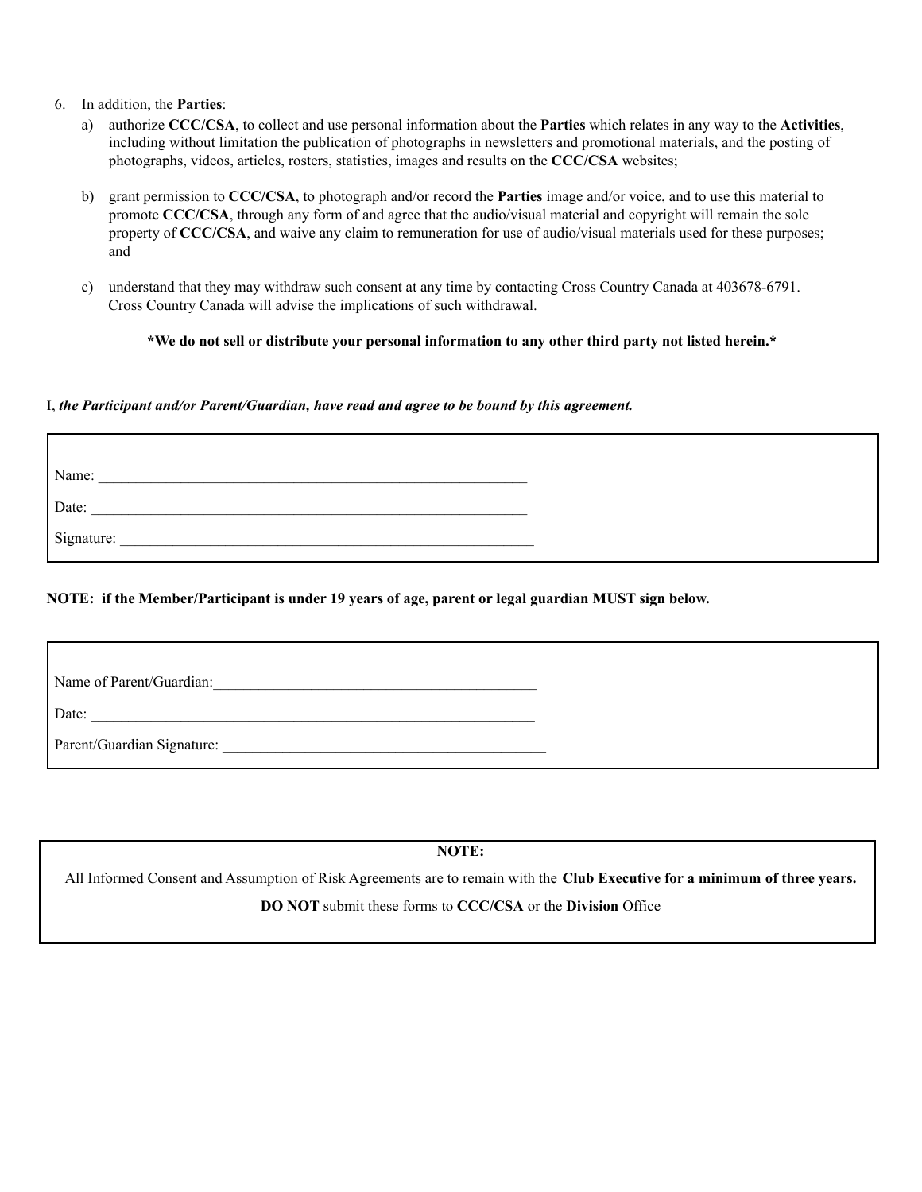6. In addition, the **Parties**:
   a) authorize **CCC/CSA**, to collect and use personal information about the **Parties** which relates in any way to the **Activities**, including without limitation the publication of photographs in newsletters and promotional materials, and the posting of photographs, videos, articles, rosters, statistics, images and results on the **CCC/CSA** websites;

   b) grant permission to **CCC/CSA**, to photograph and/or record the **Parties** image and/or voice, and to use this material to promote **CCC/CSA**, through any form of and agree that the audio/visual material and copyright will remain the sole property of **CCC/CSA**, and waive any claim to remuneration for use of audio/visual materials used for these purposes; and

   c) understand that they may withdraw such consent at any time by contacting Cross Country Canada at 403678-6791. Cross Country Canada will advise the implications of such withdrawal.

**\*We do not sell or distribute your personal information to any other third party not listed herein.\***

I, ***the Participant and/or Parent/Guardian, have read and agree to be bound by this agreement.***

Name: ____________________________________________________________

Date: _____________________________________________________________

Signature: _________________________________________________________

**NOTE: if the Member/Participant is under 19 years of age, parent or legal guardian MUST sign below.**

Name of Parent/Guardian:____________________________________________

Date: _____________________________________________________________

Parent/Guardian Signature: __________________________________________

**NOTE:**

All Informed Consent and Assumption of Risk Agreements are to remain with the **Club Executive for a minimum of three years.**

**DO NOT** submit these forms to **CCC/CSA** or the **Division** Office